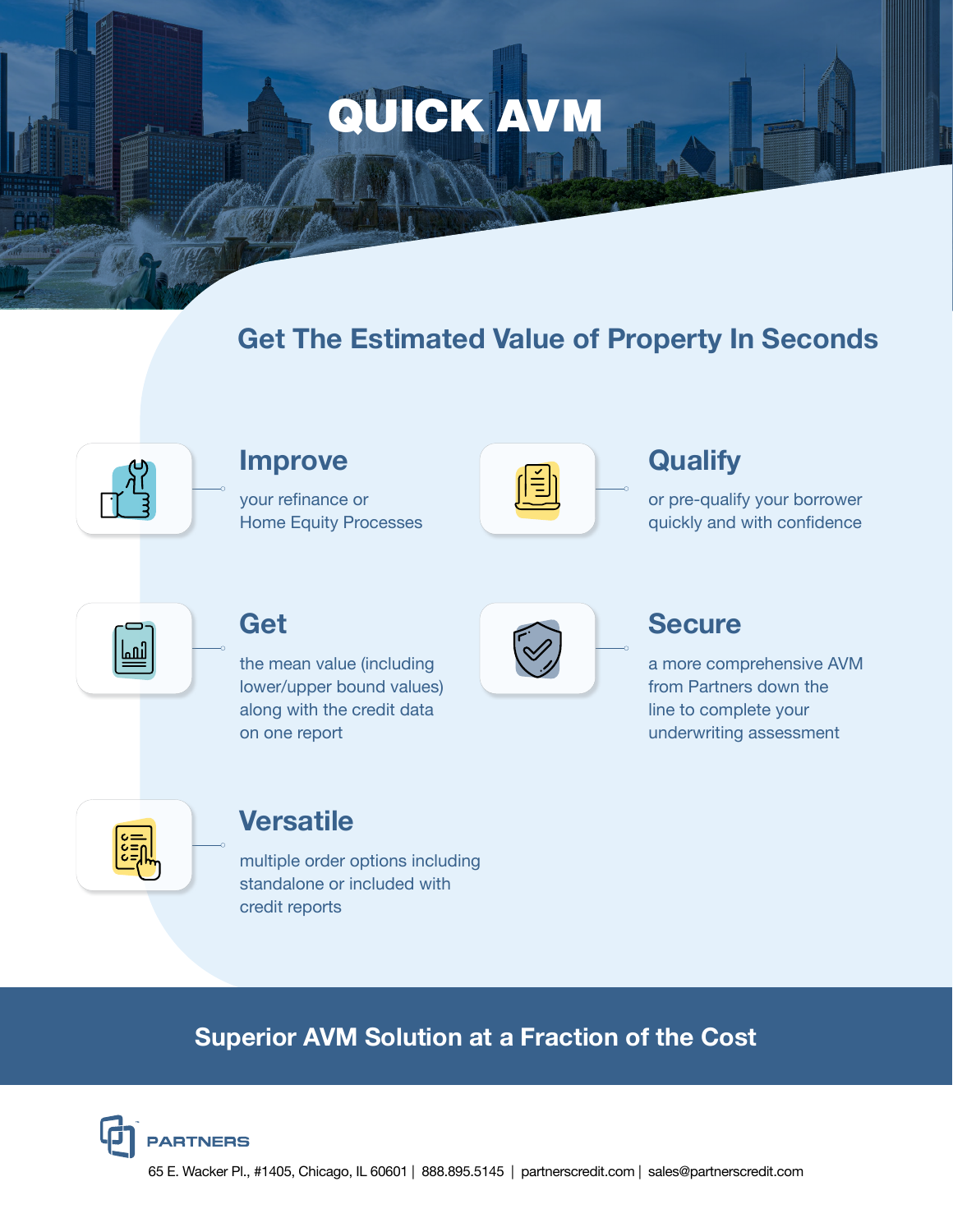# QUICK AVM

## Get The Estimated Value of Property In Seconds

### Improve

your refinance or Home Equity Processes

### Qualify

or pre-qualify your borrower quickly and with confidence

### Get

the mean value (including lower/upper bound values) along with the credit data on one report

### Secure

a more comprehensive AVM from Partners down the line to complete your underwriting assessment

### Versatile

multiple order options including standalone or included with credit reports

## Superior AVM Solution at a Fraction of the Cost

PARTNERS

65 E. Wacker Pl., #1405, Chicago, IL 60601 | 888.895.5145 | partnerscredit.com | sales@partnerscredit.com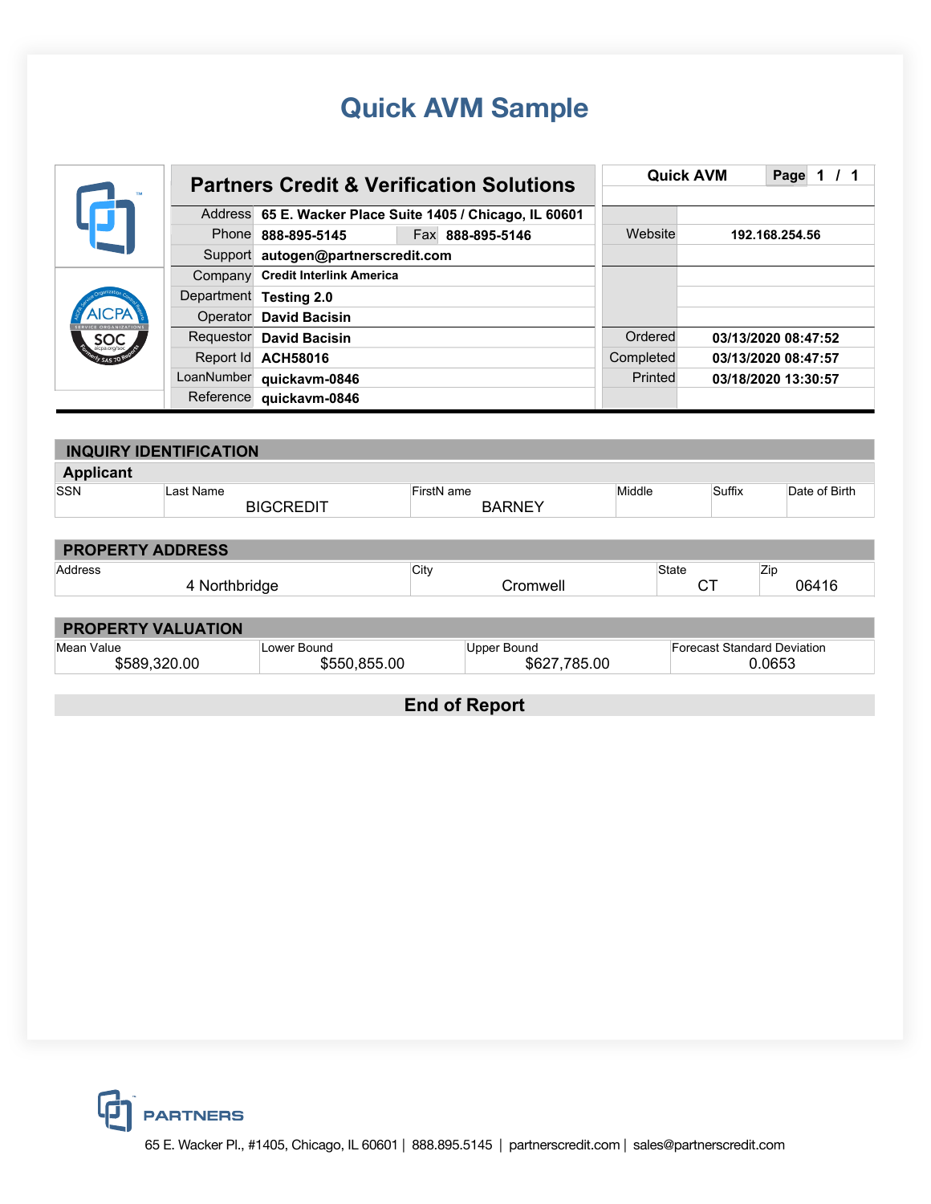# Quick AVM Sample

## Partners Credit & Verification Solutions

| | | | |
|---|---|---|---|
| Address | 65 E. Wacker Place Suite 1405 / Chicago, IL 60601 | | |
| Phone | 888-895-5145 | Fax | 888-895-5146 |
| Support | autogen@partnerscredit.com | | |
| Company | Credit Interlink America | | |
| Department | Testing 2.0 | | |
| Operator | David Bacisin | | |
| Requestor | David Bacisin | | |
| Report Id | ACH58016 | | |
| LoanNumber | quickavm-0846 | | |
| Reference | quickavm-0846 | | |

| Quick AVM | Page 1 / 1 |
|---|---|
| Website | 192.168.254.56 |
| Ordered | 03/13/2020 08:47:52 |
| Completed | 03/13/2020 08:47:57 |
| Printed | 03/18/2020 13:30:57 |

## INQUIRY IDENTIFICATION

### Applicant

| SSN | Last Name | FirstN ame | Middle | Suffix | Date of Birth |
|---|---|---|---|---|---|
| | BIGCREDIT | BARNEY | | | |

## PROPERTY ADDRESS

| Address | City | State | Zip |
|---|---|---|---|
| 4 Northbridge | Cromwell | CT | 06416 |

## PROPERTY VALUATION

| Mean Value | Lower Bound | Upper Bound | Forecast Standard Deviation |
|---|---|---|---|
| $589,320.00 | $550,855.00 | $627,785.00 | 0.0653 |

**End of Report**

PARTNERS

65 E. Wacker Pl., #1405, Chicago, IL 60601 | 888.895.5145 | partnerscredit.com | sales@partnerscredit.com